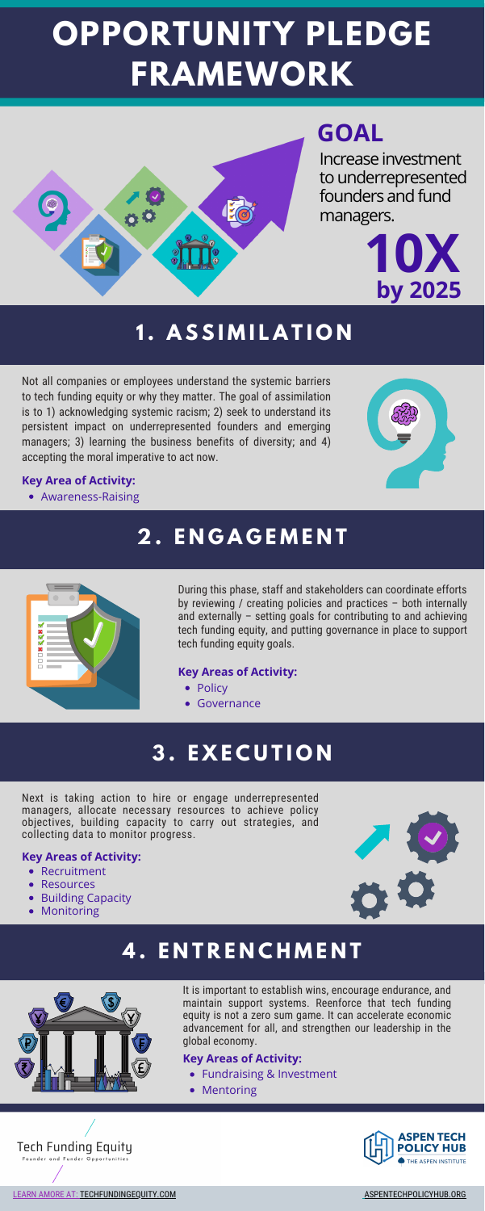# OPPORTUNITY PLEDGE FRAMEWORK

## GOAL

Increase investment to underrepresented founders and fund managers.

**10X by 2025**

## 1. ASSIMILATION

Not all companies or employees understand the systemic barriers to tech funding equity or why they matter. The goal of assimilation is to 1) acknowledging systemic racism; 2) seek to understand its persistent impact on underrepresented founders and emerging managers; 3) learning the business benefits of diversity; and 4) accepting the moral imperative to act now.

**Key Area of Activity:**

- Awareness-Raising

## 2. ENGAGEMENT

During this phase, staff and stakeholders can coordinate efforts by reviewing / creating policies and practices – both internally and externally – setting goals for contributing to and achieving tech funding equity, and putting governance in place to support tech funding equity goals.

**Key Areas of Activity:**

- Policy
- Governance

## 3. EXECUTION

Next is taking action to hire or engage underrepresented managers, allocate necessary resources to achieve policy objectives, building capacity to carry out strategies, and collecting data to monitor progress.

**Key Areas of Activity:**

- Recruitment
- Resources
- Building Capacity
- Monitoring

## 4. ENTRENCHMENT

It is important to establish wins, encourage endurance, and maintain support systems. Reenforce that tech funding equity is not a zero sum game. It can accelerate economic advancement for all, and strengthen our leadership in the global economy.

**Key Areas of Activity:**

- Fundraising & Investment
- Mentoring

Tech Funding Equity
Founder and Funder Opportunities

ASPEN TECH POLICY HUB
THE ASPEN INSTITUTE

LEARN AMORE AT: TECHFUNDINGEQUITY.COM

ASPENTECHPOLICYHUB.ORG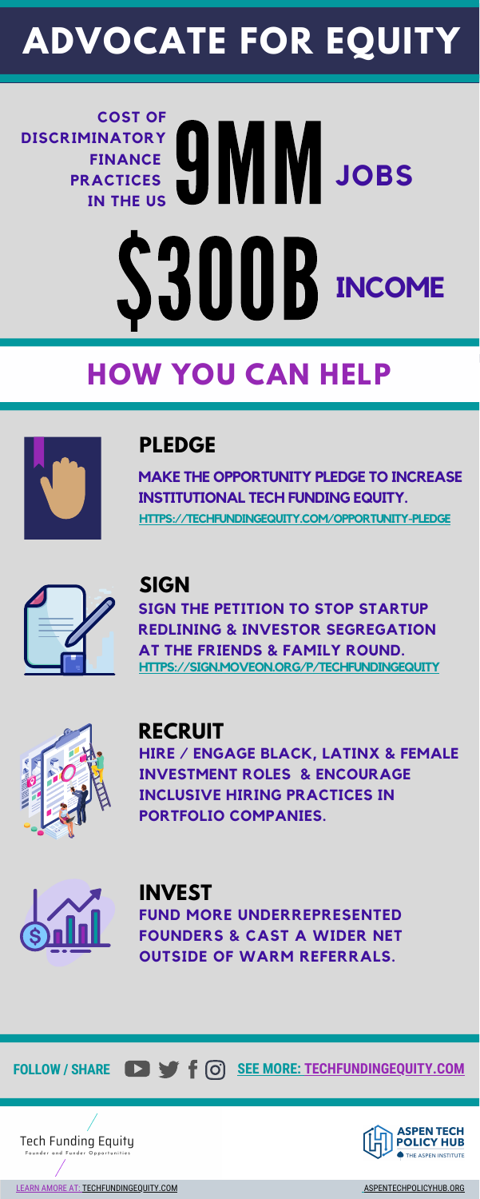# ADVOCATE FOR EQUITY

**COST OF DISCRIMINATORY FINANCE PRACTICES IN THE US**

**9MM JOBS**

**$300B INCOME**

## HOW YOU CAN HELP

### PLEDGE

**MAKE THE OPPORTUNITY PLEDGE TO INCREASE INSTITUTIONAL TECH FUNDING EQUITY.**
HTTPS://TECHFUNDINGEQUITY.COM/OPPORTUNITY-PLEDGE

### SIGN

**SIGN THE PETITION TO STOP STARTUP REDLINING & INVESTOR SEGREGATION AT THE FRIENDS & FAMILY ROUND.**
HTTPS://SIGN.MOVEON.ORG/P/TECHFUNDINGEQUITY

### RECRUIT

**HIRE / ENGAGE BLACK, LATINX & FEMALE INVESTMENT ROLES & ENCOURAGE INCLUSIVE HIRING PRACTICES IN PORTFOLIO COMPANIES.**

### INVEST

**FUND MORE UNDERREPRESENTED FOUNDERS & CAST A WIDER NET OUTSIDE OF WARM REFERRALS.**

FOLLOW / SHARE SEE MORE: TECHFUNDINGEQUITY.COM

Tech Funding Equity
Founder and Funder Opportunities

ASPEN TECH POLICY HUB
THE ASPEN INSTITUTE

LEARN AMORE AT: TECHFUNDINGEQUITY.COM

ASPENTECHPOLICYHUB.ORG